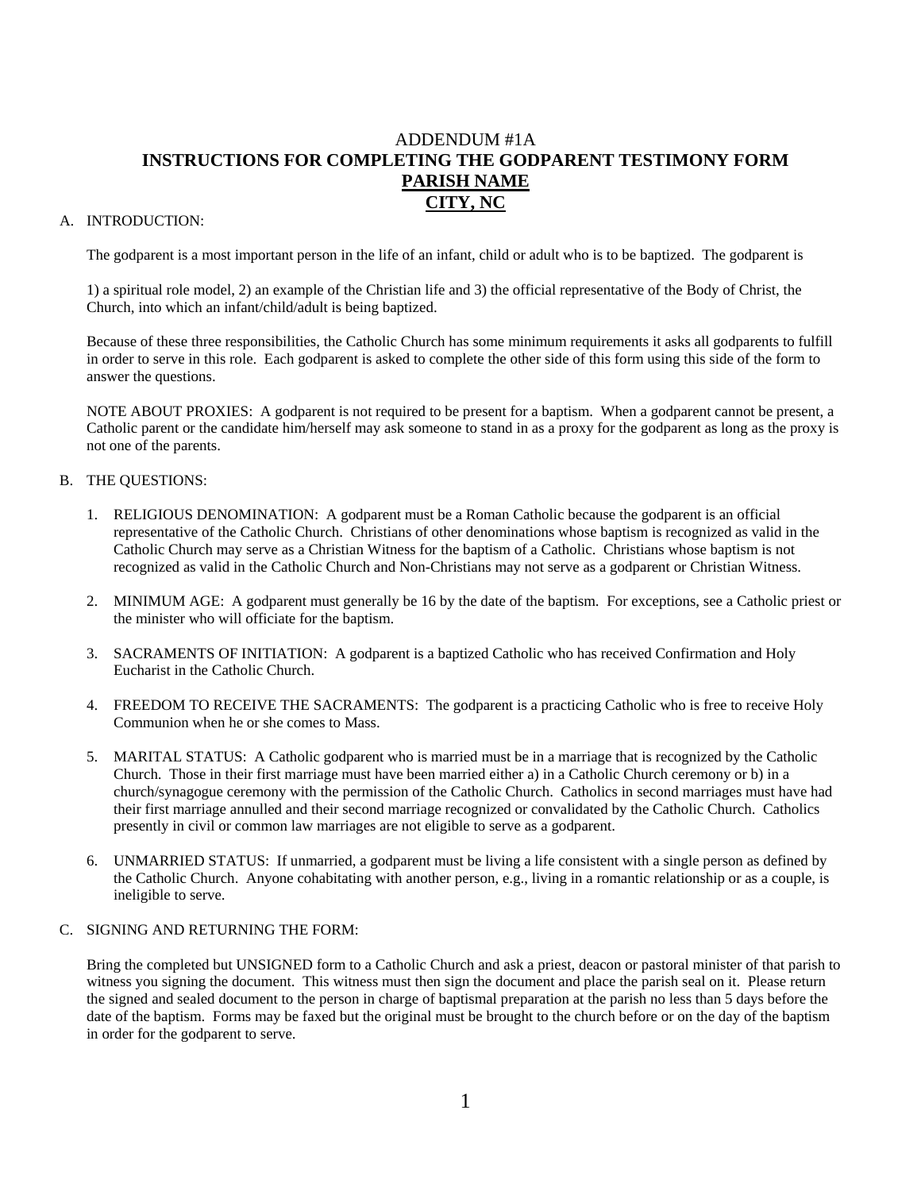# ADDENDUM #1A
# INSTRUCTIONS FOR COMPLETING THE GODPARENT TESTIMONY FORM
# PARISH NAME
# CITY, NC

A. INTRODUCTION:

The godparent is a most important person in the life of an infant, child or adult who is to be baptized. The godparent is

1) a spiritual role model, 2) an example of the Christian life and 3) the official representative of the Body of Christ, the Church, into which an infant/child/adult is being baptized.

Because of these three responsibilities, the Catholic Church has some minimum requirements it asks all godparents to fulfill in order to serve in this role. Each godparent is asked to complete the other side of this form using this side of the form to answer the questions.

NOTE ABOUT PROXIES: A godparent is not required to be present for a baptism. When a godparent cannot be present, a Catholic parent or the candidate him/herself may ask someone to stand in as a proxy for the godparent as long as the proxy is not one of the parents.

B. THE QUESTIONS:

1. RELIGIOUS DENOMINATION: A godparent must be a Roman Catholic because the godparent is an official representative of the Catholic Church. Christians of other denominations whose baptism is recognized as valid in the Catholic Church may serve as a Christian Witness for the baptism of a Catholic. Christians whose baptism is not recognized as valid in the Catholic Church and Non-Christians may not serve as a godparent or Christian Witness.

2. MINIMUM AGE: A godparent must generally be 16 by the date of the baptism. For exceptions, see a Catholic priest or the minister who will officiate for the baptism.

3. SACRAMENTS OF INITIATION: A godparent is a baptized Catholic who has received Confirmation and Holy Eucharist in the Catholic Church.

4. FREEDOM TO RECEIVE THE SACRAMENTS: The godparent is a practicing Catholic who is free to receive Holy Communion when he or she comes to Mass.

5. MARITAL STATUS: A Catholic godparent who is married must be in a marriage that is recognized by the Catholic Church. Those in their first marriage must have been married either a) in a Catholic Church ceremony or b) in a church/synagogue ceremony with the permission of the Catholic Church. Catholics in second marriages must have had their first marriage annulled and their second marriage recognized or convalidated by the Catholic Church. Catholics presently in civil or common law marriages are not eligible to serve as a godparent.

6. UNMARRIED STATUS: If unmarried, a godparent must be living a life consistent with a single person as defined by the Catholic Church. Anyone cohabitating with another person, e.g., living in a romantic relationship or as a couple, is ineligible to serve.

C. SIGNING AND RETURNING THE FORM:

Bring the completed but UNSIGNED form to a Catholic Church and ask a priest, deacon or pastoral minister of that parish to witness you signing the document. This witness must then sign the document and place the parish seal on it. Please return the signed and sealed document to the person in charge of baptismal preparation at the parish no less than 5 days before the date of the baptism. Forms may be faxed but the original must be brought to the church before or on the day of the baptism in order for the godparent to serve.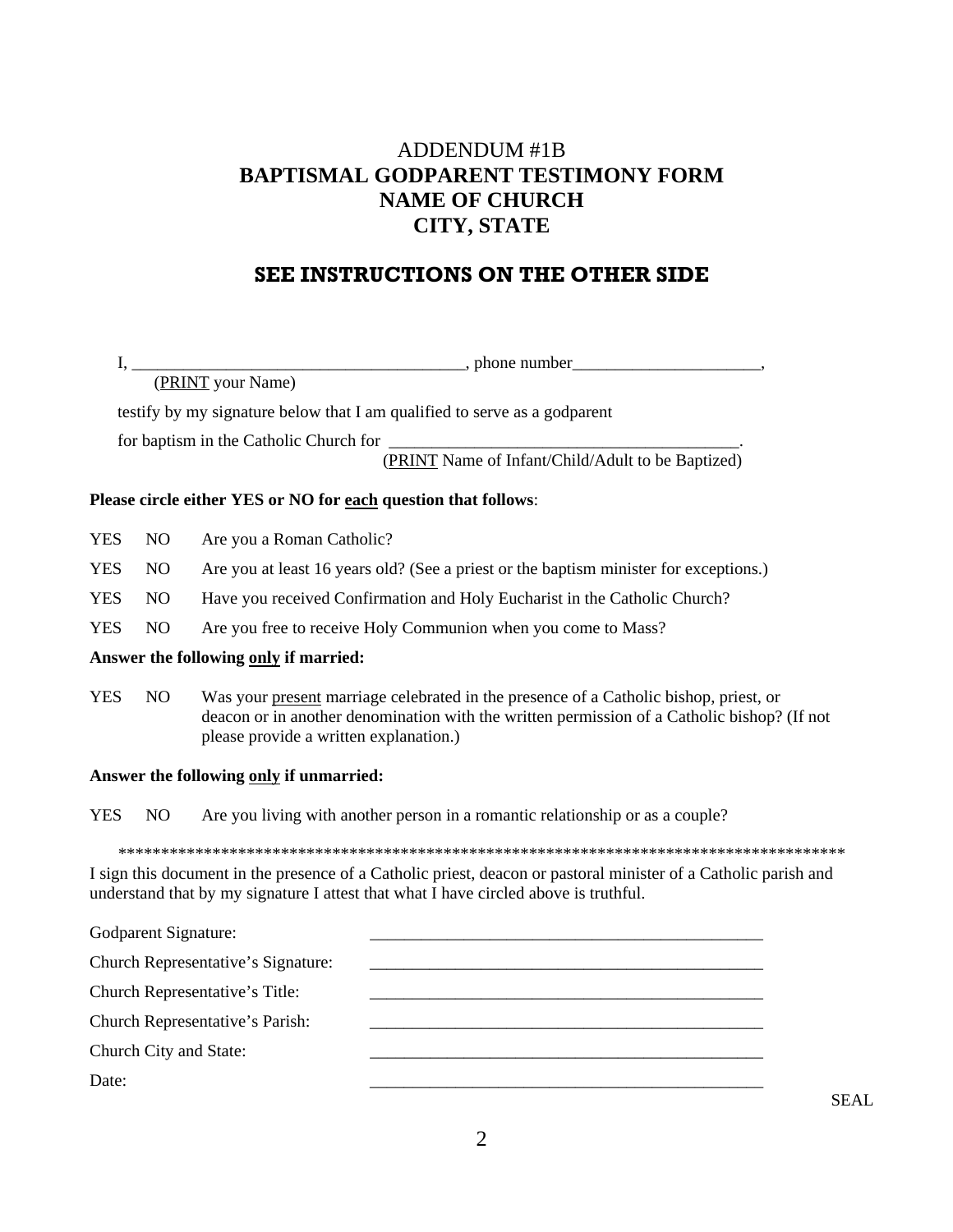ADDENDUM #1B

**BAPTISMAL GODPARENT TESTIMONY FORM**
**NAME OF CHURCH**
**CITY, STATE**

## SEE INSTRUCTIONS ON THE OTHER SIDE

I, ______________________________________, phone number_____________________,
(PRINT your Name)

testify by my signature below that I am qualified to serve as a godparent

for baptism in the Catholic Church for ________________________________________.
(PRINT Name of Infant/Child/Adult to be Baptized)

**Please circle either YES or NO for each question that follows**:

YES NO Are you a Roman Catholic?

YES NO Are you at least 16 years old? (See a priest or the baptism minister for exceptions.)

YES NO Have you received Confirmation and Holy Eucharist in the Catholic Church?

YES NO Are you free to receive Holy Communion when you come to Mass?

**Answer the following only if married:**

YES NO Was your present marriage celebrated in the presence of a Catholic bishop, priest, or deacon or in another denomination with the written permission of a Catholic bishop? (If not please provide a written explanation.)

**Answer the following only if unmarried:**

YES NO Are you living with another person in a romantic relationship or as a couple?

************************************************************************************

I sign this document in the presence of a Catholic priest, deacon or pastoral minister of a Catholic parish and understand that by my signature I attest that what I have circled above is truthful.

Godparent Signature: ______________________________________________

Church Representative's Signature: ______________________________________________

Church Representative's Title: ______________________________________________

Church Representative's Parish: ______________________________________________

Church City and State: ______________________________________________

Date: ______________________________________________

SEAL